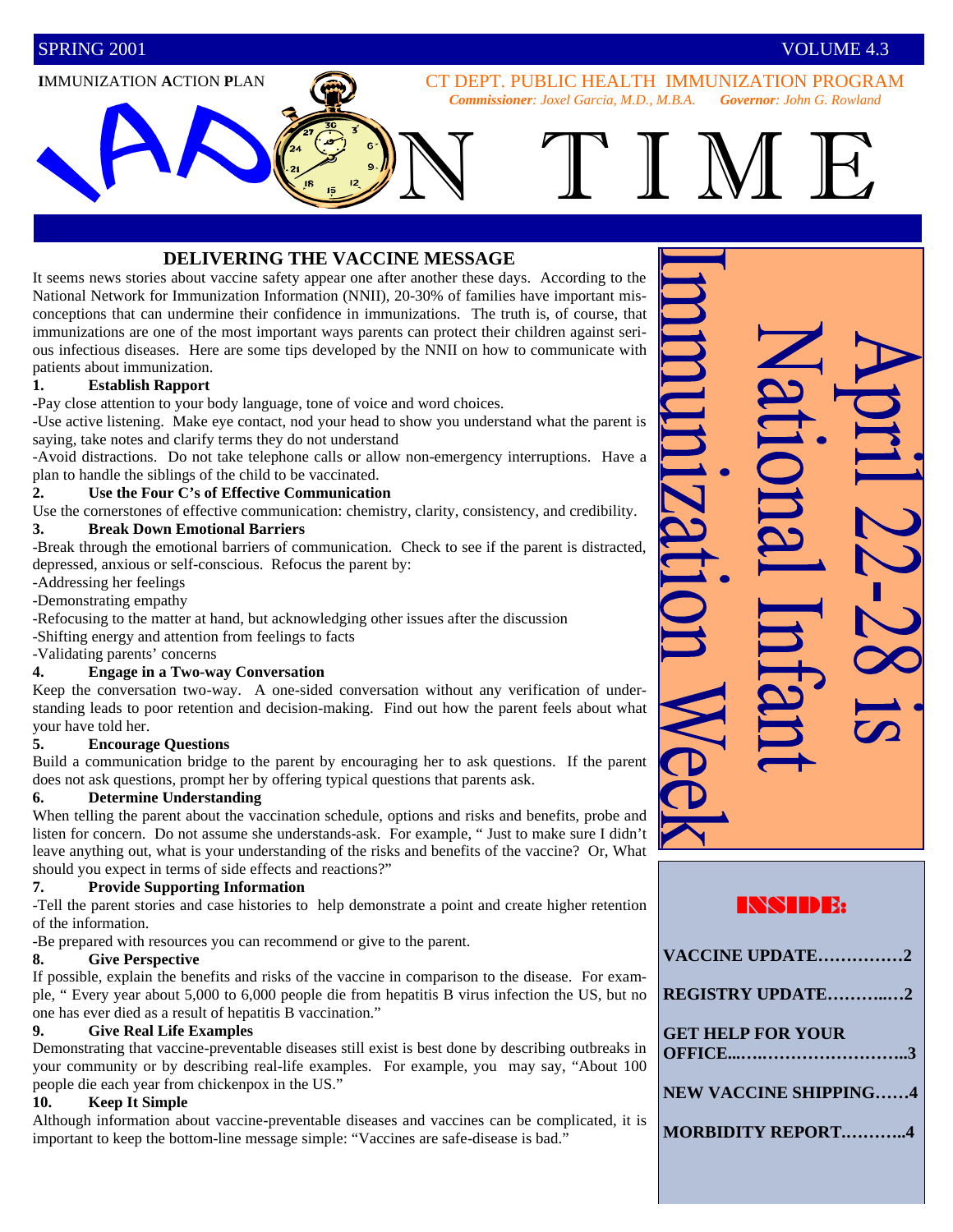SPRING 2001 VOLUME 4.3

**I**MMUNIZATION **A**CTION **P**LAN

CT DEPT. PUBLIC HEALTH IMMUNIZATION PROGRAM

***Commissioner**: Joxel Garcia, M.D., M.B.A.* ***Governor**: John G. Rowland*

# IAP ON TIME

## DELIVERING THE VACCINE MESSAGE

It seems news stories about vaccine safety appear one after another these days. According to the National Network for Immunization Information (NNII), 20-30% of families have important misconceptions that can undermine their confidence in immunizations. The truth is, of course, that immunizations are one of the most important ways parents can protect their children against serious infectious diseases. Here are some tips developed by the NNII on how to communicate with patients about immunization.

**1. Establish Rapport**

-Pay close attention to your body language, tone of voice and word choices.

-Use active listening. Make eye contact, nod your head to show you understand what the parent is saying, take notes and clarify terms they do not understand

-Avoid distractions. Do not take telephone calls or allow non-emergency interruptions. Have a plan to handle the siblings of the child to be vaccinated.

**2. Use the Four C's of Effective Communication**

Use the cornerstones of effective communication: chemistry, clarity, consistency, and credibility.

**3. Break Down Emotional Barriers**

-Break through the emotional barriers of communication. Check to see if the parent is distracted, depressed, anxious or self-conscious. Refocus the parent by:

-Addressing her feelings

-Demonstrating empathy

-Refocusing to the matter at hand, but acknowledging other issues after the discussion

-Shifting energy and attention from feelings to facts

-Validating parents' concerns

**4. Engage in a Two-way Conversation**

Keep the conversation two-way. A one-sided conversation without any verification of understanding leads to poor retention and decision-making. Find out how the parent feels about what your have told her.

**5. Encourage Questions**

Build a communication bridge to the parent by encouraging her to ask questions. If the parent does not ask questions, prompt her by offering typical questions that parents ask.

**6. Determine Understanding**

When telling the parent about the vaccination schedule, options and risks and benefits, probe and listen for concern. Do not assume she understands-ask. For example, " Just to make sure I didn't leave anything out, what is your understanding of the risks and benefits of the vaccine? Or, What should you expect in terms of side effects and reactions?"

**7. Provide Supporting Information**

-Tell the parent stories and case histories to help demonstrate a point and create higher retention of the information.

-Be prepared with resources you can recommend or give to the parent.

**8. Give Perspective**

If possible, explain the benefits and risks of the vaccine in comparison to the disease. For example, " Every year about 5,000 to 6,000 people die from hepatitis B virus infection the US, but no one has ever died as a result of hepatitis B vaccination."

**9. Give Real Life Examples**

Demonstrating that vaccine-preventable diseases still exist is best done by describing outbreaks in your community or by describing real-life examples. For example, you may say, "About 100 people die each year from chickenpox in the US."

**10. Keep It Simple**

Although information about vaccine-preventable diseases and vaccines can be complicated, it is important to keep the bottom-line message simple: "Vaccines are safe-disease is bad."

---

**April 22-28 is National Infant Immunization Week**

---

**INSIDE:**

- VACCINE UPDATE……………2
- REGISTRY UPDATE………..…2
- GET HELP FOR YOUR OFFICE...…..……………………..3
- NEW VACCINE SHIPPING……4
- MORBIDITY REPORT………..4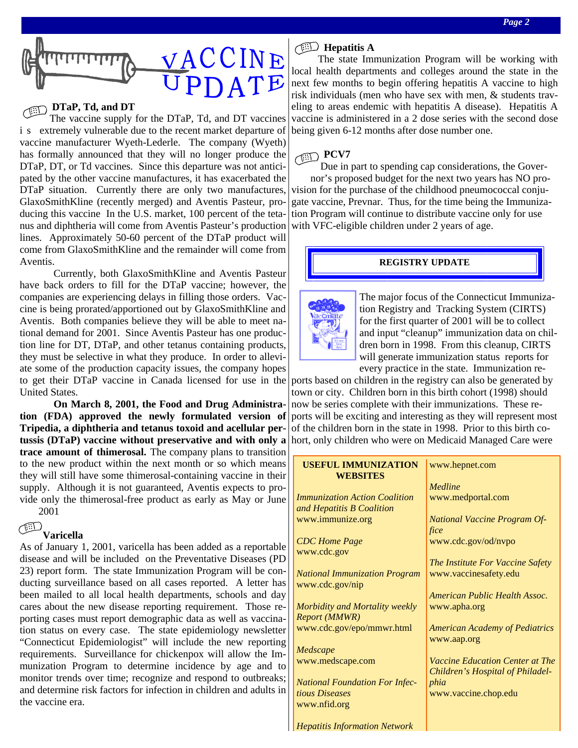# VACCINE UPDATE

## DTaP, Td, and DT

The vaccine supply for the DTaP, Td, and DT vaccines is extremely vulnerable due to the recent market departure of vaccine manufacturer Wyeth-Lederle. The company (Wyeth) has formally announced that they will no longer produce the DTaP, DT, or Td vaccines. Since this departure was not anticipated by the other vaccine manufactures, it has exacerbated the DTaP situation. Currently there are only two manufactures, GlaxoSmithKline (recently merged) and Aventis Pasteur, producing this vaccine In the U.S. market, 100 percent of the tetanus and diphtheria will come from Aventis Pasteur's production lines. Approximately 50-60 percent of the DTaP product will come from GlaxoSmithKline and the remainder will come from Aventis.

Currently, both GlaxoSmithKline and Aventis Pasteur have back orders to fill for the DTaP vaccine; however, the companies are experiencing delays in filling those orders. Vaccine is being prorated/apportioned out by GlaxoSmithKline and Aventis. Both companies believe they will be able to meet national demand for 2001. Since Aventis Pasteur has one production line for DT, DTaP, and other tetanus containing products, they must be selective in what they produce. In order to alleviate some of the production capacity issues, the company hopes to get their DTaP vaccine in Canada licensed for use in the United States.

**On March 8, 2001, the Food and Drug Administration (FDA) approved the newly formulated version of Tripedia, a diphtheria and tetanus toxoid and acellular pertussis (DTaP) vaccine without preservative and with only a trace amount of thimerosal.** The company plans to transition to the new product within the next month or so which means they will still have some thimerosal-containing vaccine in their supply. Although it is not guaranteed, Aventis expects to provide only the thimerosal-free product as early as May or June 2001

## Varicella

As of January 1, 2001, varicella has been added as a reportable disease and will be included on the Preventative Diseases (PD 23) report form. The state Immunization Program will be conducting surveillance based on all cases reported. A letter has been mailed to all local health departments, schools and day cares about the new disease reporting requirement. Those reporting cases must report demographic data as well as vaccination status on every case. The state epidemiology newsletter "Connecticut Epidemiologist" will include the new reporting requirements. Surveillance for chickenpox will allow the Immunization Program to determine incidence by age and to monitor trends over time; recognize and respond to outbreaks; and determine risk factors for infection in children and adults in the vaccine era.

## Hepatitis A

The state Immunization Program will be working with local health departments and colleges around the state in the next few months to begin offering hepatitis A vaccine to high risk individuals (men who have sex with men, & students traveling to areas endemic with hepatitis A disease). Hepatitis A vaccine is administered in a 2 dose series with the second dose being given 6-12 months after dose number one.

## PCV7

Due in part to spending cap considerations, the Governor's proposed budget for the next two years has NO provision for the purchase of the childhood pneumococcal conjugate vaccine, Prevnar. Thus, for the time being the Immunization Program will continue to distribute vaccine only for use with VFC-eligible children under 2 years of age.

## REGISTRY UPDATE

The major focus of the Connecticut Immunization Registry and Tracking System (CIRTS) for the first quarter of 2001 will be to collect and input "cleanup" immunization data on children born in 1998. From this cleanup, CIRTS will generate immunization status reports for every practice in the state. Immunization reports based on children in the registry can also be generated by town or city. Children born in this birth cohort (1998) should now be series complete with their immunizations. These reports will be exciting and interesting as they will represent most of the children born in the state in 1998. Prior to this birth cohort, only children who were on Medicaid Managed Care were

### USEFUL IMMUNIZATION WEBSITES

*Immunization Action Coalition and Hepatitis B Coalition*
www.immunize.org

*CDC Home Page*
www.cdc.gov

*National Immunization Program*
www.cdc.gov/nip

*Morbidity and Mortality weekly Report (MMWR)*
www.cdc.gov/epo/mmwr.html

*Medscape*
www.medscape.com

*National Foundation For Infectious Diseases*
www.nfid.org

*Hepatitis Information Network*
www.hepnet.com

*Medline*
www.medportal.com

*National Vaccine Program Office*
www.cdc.gov/od/nvpo

*The Institute For Vaccine Safety*
www.vaccinesafety.edu

*American Public Health Assoc.*
www.apha.org

*American Academy of Pediatrics*
www.aap.org

*Vaccine Education Center at The Children's Hospital of Philadelphia*
www.vaccine.chop.edu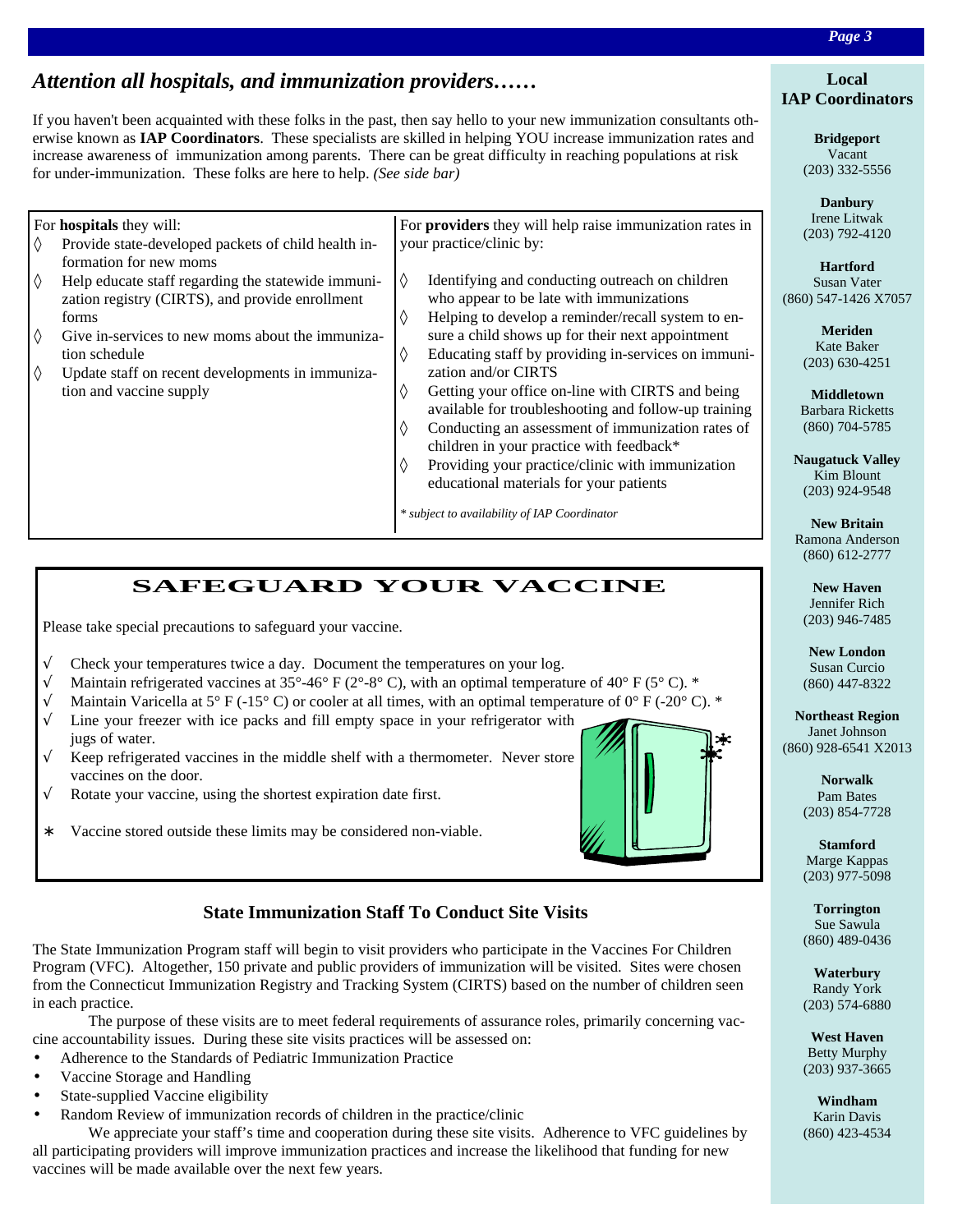## *Attention all hospitals, and immunization providers……*

If you haven't been acquainted with these folks in the past, then say hello to your new immunization consultants otherwise known as **IAP Coordinators**. These specialists are skilled in helping YOU increase immunization rates and increase awareness of immunization among parents. There can be great difficulty in reaching populations at risk for under-immunization. These folks are here to help. *(See side bar)*

For **hospitals** they will:

- ◊ Provide state-developed packets of child health information for new moms
- ◊ Help educate staff regarding the statewide immunization registry (CIRTS), and provide enrollment forms
- ◊ Give in-services to new moms about the immunization schedule
- ◊ Update staff on recent developments in immunization and vaccine supply

For **providers** they will help raise immunization rates in your practice/clinic by:

- ◊ Identifying and conducting outreach on children who appear to be late with immunizations
- ◊ Helping to develop a reminder/recall system to ensure a child shows up for their next appointment
- ◊ Educating staff by providing in-services on immunization and/or CIRTS
- ◊ Getting your office on-line with CIRTS and being available for troubleshooting and follow-up training
- ◊ Conducting an assessment of immunization rates of children in your practice with feedback*
- ◊ Providing your practice/clinic with immunization educational materials for your patients

*\* subject to availability of IAP Coordinator*

## SAFEGUARD YOUR VACCINE

Please take special precautions to safeguard your vaccine.

- √ Check your temperatures twice a day. Document the temperatures on your log.
- √ Maintain refrigerated vaccines at 35°-46° F (2°-8° C), with an optimal temperature of 40° F (5° C). *
- √ Maintain Varicella at 5° F (-15° C) or cooler at all times, with an optimal temperature of 0° F (-20° C). *
- √ Line your freezer with ice packs and fill empty space in your refrigerator with jugs of water.
- √ Keep refrigerated vaccines in the middle shelf with a thermometer. Never store vaccines on the door.
- √ Rotate your vaccine, using the shortest expiration date first.

\* Vaccine stored outside these limits may be considered non-viable.

## State Immunization Staff To Conduct Site Visits

The State Immunization Program staff will begin to visit providers who participate in the Vaccines For Children Program (VFC). Altogether, 150 private and public providers of immunization will be visited. Sites were chosen from the Connecticut Immunization Registry and Tracking System (CIRTS) based on the number of children seen in each practice.

The purpose of these visits are to meet federal requirements of assurance roles, primarily concerning vaccine accountability issues. During these site visits practices will be assessed on:

- Adherence to the Standards of Pediatric Immunization Practice
- Vaccine Storage and Handling
- State-supplied Vaccine eligibility
- Random Review of immunization records of children in the practice/clinic

We appreciate your staff's time and cooperation during these site visits. Adherence to VFC guidelines by all participating providers will improve immunization practices and increase the likelihood that funding for new vaccines will be made available over the next few years.

## Local IAP Coordinators

**Bridgeport**
Vacant
(203) 332-5556

**Danbury**
Irene Litwak
(203) 792-4120

**Hartford**
Susan Vater
(860) 547-1426 X7057

**Meriden**
Kate Baker
(203) 630-4251

**Middletown**
Barbara Ricketts
(860) 704-5785

**Naugatuck Valley**
Kim Blount
(203) 924-9548

**New Britain**
Ramona Anderson
(860) 612-2777

**New Haven**
Jennifer Rich
(203) 946-7485

**New London**
Susan Curcio
(860) 447-8322

**Northeast Region**
Janet Johnson
(860) 928-6541 X2013

**Norwalk**
Pam Bates
(203) 854-7728

**Stamford**
Marge Kappas
(203) 977-5098

**Torrington**
Sue Sawula
(860) 489-0436

**Waterbury**
Randy York
(203) 574-6880

**West Haven**
Betty Murphy
(203) 937-3665

**Windham**
Karin Davis
(860) 423-4534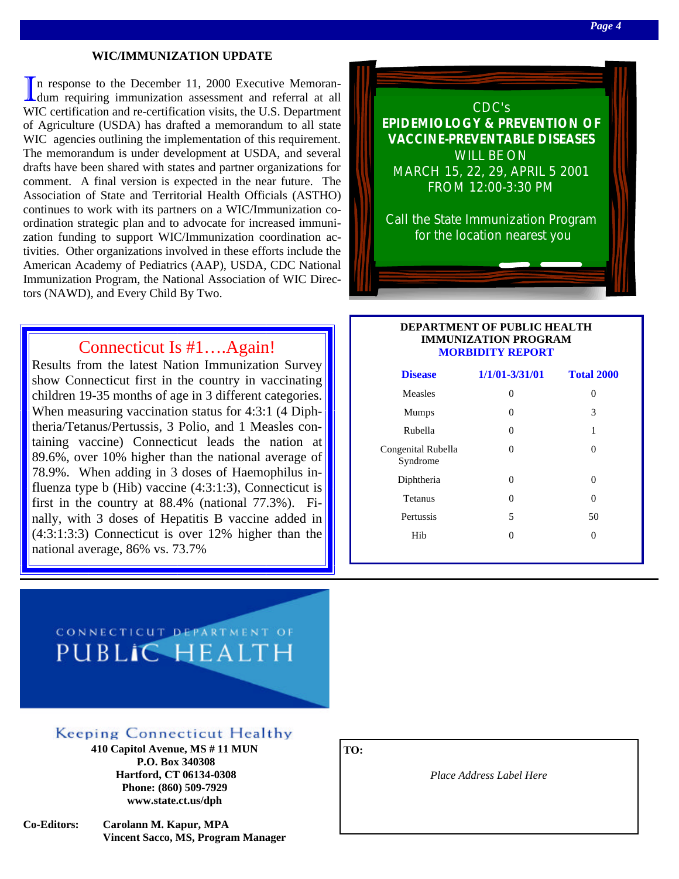## WIC/IMMUNIZATION UPDATE

In response to the December 11, 2000 Executive Memorandum requiring immunization assessment and referral at all WIC certification and re-certification visits, the U.S. Department of Agriculture (USDA) has drafted a memorandum to all state WIC agencies outlining the implementation of this requirement. The memorandum is under development at USDA, and several drafts have been shared with states and partner organizations for comment. A final version is expected in the near future. The Association of State and Territorial Health Officials (ASTHO) continues to work with its partners on a WIC/Immunization coordination strategic plan and to advocate for increased immunization funding to support WIC/Immunization coordination activities. Other organizations involved in these efforts include the American Academy of Pediatrics (AAP), USDA, CDC National Immunization Program, the National Association of WIC Directors (NAWD), and Every Child By Two.

CDC's

**EPIDEMIOLOGY & PREVENTION OF VACCINE-PREVENTABLE DISEASES**

WILL BE ON

MARCH 15, 22, 29, APRIL 5 2001

FROM 12:00-3:30 PM

Call the State Immunization Program for the location nearest you

## Connecticut Is #1….Again!

Results from the latest Nation Immunization Survey show Connecticut first in the country in vaccinating children 19-35 months of age in 3 different categories. When measuring vaccination status for 4:3:1 (4 Diphtheria/Tetanus/Pertussis, 3 Polio, and 1 Measles containing vaccine) Connecticut leads the nation at 89.6%, over 10% higher than the national average of 78.9%. When adding in 3 doses of Haemophilus influenza type b (Hib) vaccine (4:3:1:3), Connecticut is first in the country at 88.4% (national 77.3%). Finally, with 3 doses of Hepatitis B vaccine added in (4:3:1:3:3) Connecticut is over 12% higher than the national average, 86% vs. 73.7%

**DEPARTMENT OF PUBLIC HEALTH**
**IMMUNIZATION PROGRAM**
**MORBIDITY REPORT**

| Disease | 1/1/01-3/31/01 | Total 2000 |
|---|---|---|
| Measles | 0 | 0 |
| Mumps | 0 | 3 |
| Rubella | 0 | 1 |
| Congenital Rubella Syndrome | 0 | 0 |
| Diphtheria | 0 | 0 |
| Tetanus | 0 | 0 |
| Pertussis | 5 | 50 |
| Hib | 0 | 0 |

CONNECTICUT DEPARTMENT OF
PUBLIC HEALTH

Keeping Connecticut Healthy

**410 Capitol Avenue, MS # 11 MUN**
**P.O. Box 340308**
**Hartford, CT 06134-0308**
**Phone: (860) 509-7929**
**www.state.ct.us/dph**

**Co-Editors:** **Carolann M. Kapur, MPA**
**Vincent Sacco, MS, Program Manager**

**TO:**

*Place Address Label Here*